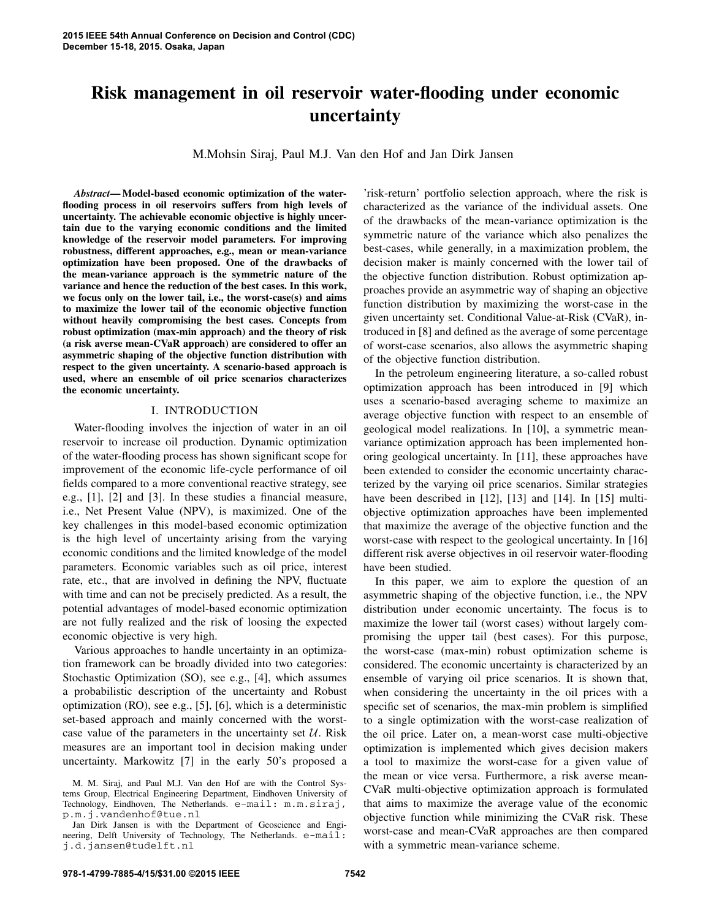# Risk management in oil reservoir water-flooding under economic uncertainty

M.Mohsin Siraj, Paul M.J. Van den Hof and Jan Dirk Jansen

***Abstract*— Model-based economic optimization of the water-flooding process in oil reservoirs suffers from high levels of uncertainty. The achievable economic objective is highly uncertain due to the varying economic conditions and the limited knowledge of the reservoir model parameters. For improving robustness, different approaches, e.g., mean or mean-variance optimization have been proposed. One of the drawbacks of the mean-variance approach is the symmetric nature of the variance and hence the reduction of the best cases. In this work, we focus only on the lower tail, i.e., the worst-case(s) and aims to maximize the lower tail of the economic objective function without heavily compromising the best cases. Concepts from robust optimization (max-min approach) and the theory of risk (a risk averse mean-CVaR approach) are considered to offer an asymmetric shaping of the objective function distribution with respect to the given uncertainty. A scenario-based approach is used, where an ensemble of oil price scenarios characterizes the economic uncertainty.**

## I. INTRODUCTION

Water-flooding involves the injection of water in an oil reservoir to increase oil production. Dynamic optimization of the water-flooding process has shown significant scope for improvement of the economic life-cycle performance of oil fields compared to a more conventional reactive strategy, see e.g., [1], [2] and [3]. In these studies a financial measure, i.e., Net Present Value (NPV), is maximized. One of the key challenges in this model-based economic optimization is the high level of uncertainty arising from the varying economic conditions and the limited knowledge of the model parameters. Economic variables such as oil price, interest rate, etc., that are involved in defining the NPV, fluctuate with time and can not be precisely predicted. As a result, the potential advantages of model-based economic optimization are not fully realized and the risk of loosing the expected economic objective is very high.

Various approaches to handle uncertainty in an optimization framework can be broadly divided into two categories: Stochastic Optimization (SO), see e.g., [4], which assumes a probabilistic description of the uncertainty and Robust optimization (RO), see e.g., [5], [6], which is a deterministic set-based approach and mainly concerned with the worst-case value of the parameters in the uncertainty set $\mathcal{U}$. Risk measures are an important tool in decision making under uncertainty. Markowitz [7] in the early 50's proposed a 'risk-return' portfolio selection approach, where the risk is characterized as the variance of the individual assets. One of the drawbacks of the mean-variance optimization is the symmetric nature of the variance which also penalizes the best-cases, while generally, in a maximization problem, the decision maker is mainly concerned with the lower tail of the objective function distribution. Robust optimization approaches provide an asymmetric way of shaping an objective function distribution by maximizing the worst-case in the given uncertainty set. Conditional Value-at-Risk (CVaR), introduced in [8] and defined as the average of some percentage of worst-case scenarios, also allows the asymmetric shaping of the objective function distribution.

In the petroleum engineering literature, a so-called robust optimization approach has been introduced in [9] which uses a scenario-based averaging scheme to maximize an average objective function with respect to an ensemble of geological model realizations. In [10], a symmetric mean-variance optimization approach has been implemented honoring geological uncertainty. In [11], these approaches have been extended to consider the economic uncertainty characterized by the varying oil price scenarios. Similar strategies have been described in [12], [13] and [14]. In [15] multi-objective optimization approaches have been implemented that maximize the average of the objective function and the worst-case with respect to the geological uncertainty. In [16] different risk averse objectives in oil reservoir water-flooding have been studied.

In this paper, we aim to explore the question of an asymmetric shaping of the objective function, i.e., the NPV distribution under economic uncertainty. The focus is to maximize the lower tail (worst cases) without largely compromising the upper tail (best cases). For this purpose, the worst-case (max-min) robust optimization scheme is considered. The economic uncertainty is characterized by an ensemble of varying oil price scenarios. It is shown that, when considering the uncertainty in the oil prices with a specific set of scenarios, the max-min problem is simplified to a single optimization with the worst-case realization of the oil price. Later on, a mean-worst case multi-objective optimization is implemented which gives decision makers a tool to maximize the worst-case for a given value of the mean or vice versa. Furthermore, a risk averse mean-CVaR multi-objective optimization approach is formulated that aims to maximize the average value of the economic objective function while minimizing the CVaR risk. These worst-case and mean-CVaR approaches are then compared with a symmetric mean-variance scheme.

M. M. Siraj, and Paul M.J. Van den Hof are with the Control Systems Group, Electrical Engineering Department, Eindhoven University of Technology, Eindhoven, The Netherlands. e-mail: m.m.siraj, p.m.j.vandenhof@tue.nl

Jan Dirk Jansen is with the Department of Geoscience and Engineering, Delft University of Technology, The Netherlands. e-mail: j.d.jansen@tudelft.nl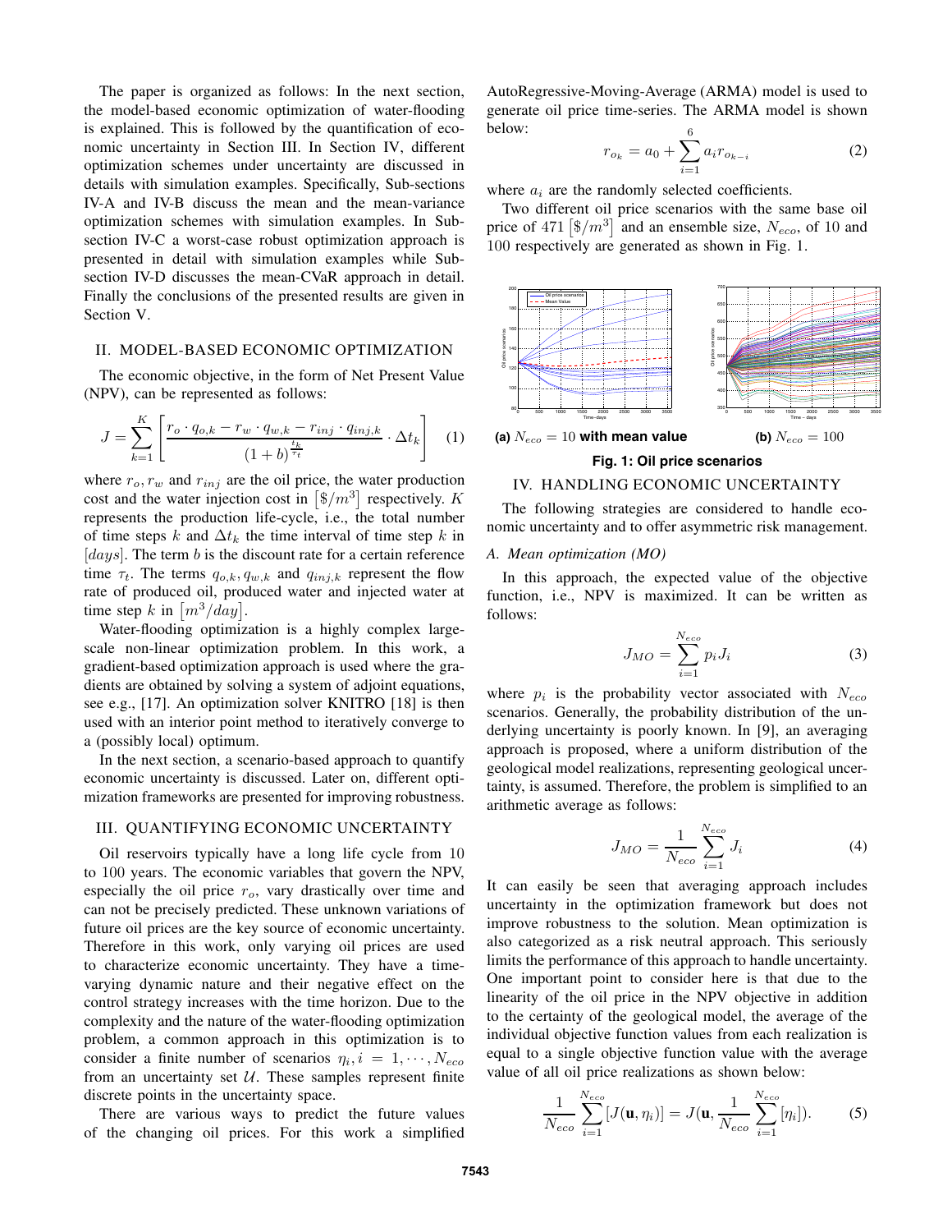The paper is organized as follows: In the next section, the model-based economic optimization of water-flooding is explained. This is followed by the quantification of economic uncertainty in Section III. In Section IV, different optimization schemes under uncertainty are discussed in details with simulation examples. Specifically, Sub-sections IV-A and IV-B discuss the mean and the mean-variance optimization schemes with simulation examples. In Sub-section IV-C a worst-case robust optimization approach is presented in detail with simulation examples while Sub-section IV-D discusses the mean-CVaR approach in detail. Finally the conclusions of the presented results are given in Section V.

## II. MODEL-BASED ECONOMIC OPTIMIZATION

The economic objective, in the form of Net Present Value (NPV), can be represented as follows:

$$J = \sum_{k=1}^{K} \left[ \frac{r_o \cdot q_{o,k} - r_w \cdot q_{w,k} - r_{inj} \cdot q_{inj,k}}{(1+b)^{\frac{t_k}{\tau_t}}} \cdot \Delta t_k \right] \quad (1)$$

where $r_o, r_w$ and $r_{inj}$ are the oil price, the water production cost and the water injection cost in $[\$/m^3]$ respectively. $K$ represents the production life-cycle, i.e., the total number of time steps $k$ and $\Delta t_k$ the time interval of time step $k$ in $[days]$. The term $b$ is the discount rate for a certain reference time $\tau_t$. The terms $q_{o,k}, q_{w,k}$ and $q_{inj,k}$ represent the flow rate of produced oil, produced water and injected water at time step $k$ in $[m^3/day]$.

Water-flooding optimization is a highly complex large-scale non-linear optimization problem. In this work, a gradient-based optimization approach is used where the gradients are obtained by solving a system of adjoint equations, see e.g., [17]. An optimization solver KNITRO [18] is then used with an interior point method to iteratively converge to a (possibly local) optimum.

In the next section, a scenario-based approach to quantify economic uncertainty is discussed. Later on, different optimization frameworks are presented for improving robustness.

## III. QUANTIFYING ECONOMIC UNCERTAINTY

Oil reservoirs typically have a long life cycle from 10 to 100 years. The economic variables that govern the NPV, especially the oil price $r_o$, vary drastically over time and can not be precisely predicted. These unknown variations of future oil prices are the key source of economic uncertainty. Therefore in this work, only varying oil prices are used to characterize economic uncertainty. They have a time-varying dynamic nature and their negative effect on the control strategy increases with the time horizon. Due to the complexity and the nature of the water-flooding optimization problem, a common approach in this optimization is to consider a finite number of scenarios $\eta_i, i = 1, \cdots, N_{eco}$ from an uncertainty set $\mathcal{U}$. These samples represent finite discrete points in the uncertainty space.

There are various ways to predict the future values of the changing oil prices. For this work a simplified AutoRegressive-Moving-Average (ARMA) model is used to generate oil price time-series. The ARMA model is shown below:

$$r_{o_k} = a_0 + \sum_{i=1}^{6} a_i r_{o_{k-i}} \quad (2)$$

where $a_i$ are the randomly selected coefficients.

Two different oil price scenarios with the same base oil price of 471 $[\$/m^3]$ and an ensemble size, $N_{eco}$, of 10 and 100 respectively are generated as shown in Fig. 1.

**(a)** $N_{eco} = 10$ **with mean value** **(b)** $N_{eco} = 100$

**Fig. 1: Oil price scenarios**

## IV. HANDLING ECONOMIC UNCERTAINTY

The following strategies are considered to handle economic uncertainty and to offer asymmetric risk management.

### *A. Mean optimization (MO)*

In this approach, the expected value of the objective function, i.e., NPV is maximized. It can be written as follows:

$$J_{MO} = \sum_{i=1}^{N_{eco}} p_i J_i \quad (3)$$

where $p_i$ is the probability vector associated with $N_{eco}$ scenarios. Generally, the probability distribution of the underlying uncertainty is poorly known. In [9], an averaging approach is proposed, where a uniform distribution of the geological model realizations, representing geological uncertainty, is assumed. Therefore, the problem is simplified to an arithmetic average as follows:

$$J_{MO} = \frac{1}{N_{eco}} \sum_{i=1}^{N_{eco}} J_i \quad (4)$$

It can easily be seen that averaging approach includes uncertainty in the optimization framework but does not improve robustness to the solution. Mean optimization is also categorized as a risk neutral approach. This seriously limits the performance of this approach to handle uncertainty. One important point to consider here is that due to the linearity of the oil price in the NPV objective in addition to the certainty of the geological model, the average of the individual objective function values from each realization is equal to a single objective function value with the average value of all oil price realizations as shown below:

$$\frac{1}{N_{eco}} \sum_{i=1}^{N_{eco}} [J(\mathbf{u}, \eta_i)] = J(\mathbf{u}, \frac{1}{N_{eco}} \sum_{i=1}^{N_{eco}} [\eta_i]). \quad (5)$$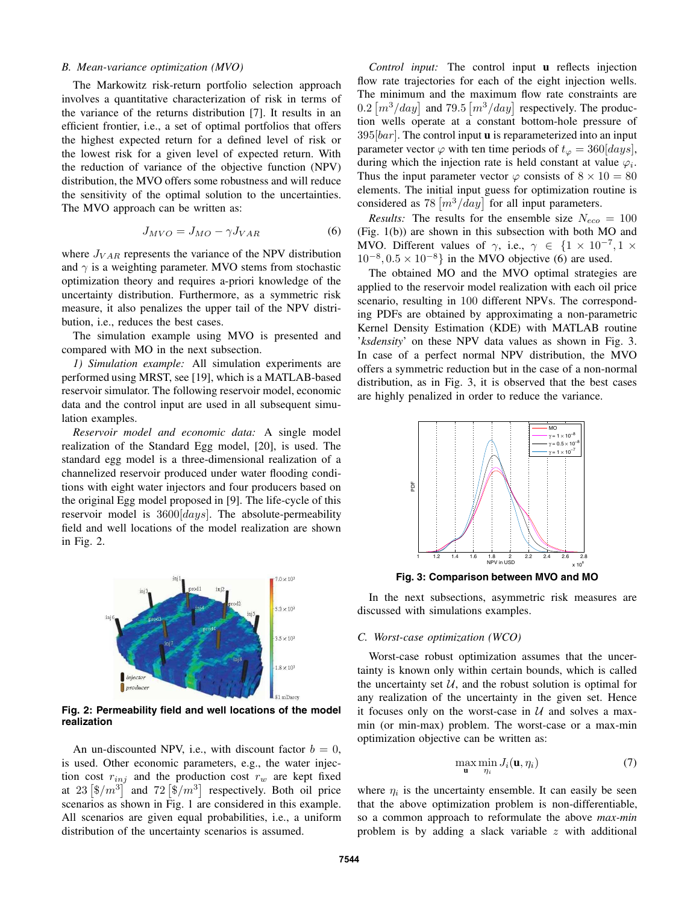### B. Mean-variance optimization (MVO)

The Markowitz risk-return portfolio selection approach involves a quantitative characterization of risk in terms of the variance of the returns distribution [7]. It results in an efficient frontier, i.e., a set of optimal portfolios that offers the highest expected return for a defined level of risk or the lowest risk for a given level of expected return. With the reduction of variance of the objective function (NPV) distribution, the MVO offers some robustness and will reduce the sensitivity of the optimal solution to the uncertainties. The MVO approach can be written as:

$$J_{MVO} = J_{MO} - \gamma J_{VAR} \tag{6}$$

where $J_{VAR}$ represents the variance of the NPV distribution and $\gamma$ is a weighting parameter. MVO stems from stochastic optimization theory and requires a-priori knowledge of the uncertainty distribution. Furthermore, as a symmetric risk measure, it also penalizes the upper tail of the NPV distribution, i.e., reduces the best cases.

The simulation example using MVO is presented and compared with MO in the next subsection.

*1) Simulation example:* All simulation experiments are performed using MRST, see [19], which is a MATLAB-based reservoir simulator. The following reservoir model, economic data and the control input are used in all subsequent simulation examples.

*Reservoir model and economic data:* A single model realization of the Standard Egg model, [20], is used. The standard egg model is a three-dimensional realization of a channelized reservoir produced under water flooding conditions with eight water injectors and four producers based on the original Egg model proposed in [9]. The life-cycle of this reservoir model is $3600[days]$. The absolute-permeability field and well locations of the model realization are shown in Fig. 2.

**Fig. 2: Permeability field and well locations of the model realization**

An un-discounted NPV, i.e., with discount factor $b = 0$, is used. Other economic parameters, e.g., the water injection cost $r_{inj}$ and the production cost $r_w$ are kept fixed at $23\left[\$/m^3\right]$ and $72\left[\$/m^3\right]$ respectively. Both oil price scenarios as shown in Fig. 1 are considered in this example. All scenarios are given equal probabilities, i.e., a uniform distribution of the uncertainty scenarios is assumed.

*Control input:* The control input $\mathbf{u}$ reflects injection flow rate trajectories for each of the eight injection wells. The minimum and the maximum flow rate constraints are $0.2\left[m^3/day\right]$ and $79.5\left[m^3/day\right]$ respectively. The production wells operate at a constant bottom-hole pressure of $395[bar]$. The control input $\mathbf{u}$ is reparameterized into an input parameter vector $\varphi$ with ten time periods of $t_\varphi = 360[days]$, during which the injection rate is held constant at value $\varphi_i$. Thus the input parameter vector $\varphi$ consists of $8 \times 10 = 80$ elements. The initial input guess for optimization routine is considered as $78\left[m^3/day\right]$ for all input parameters.

*Results:* The results for the ensemble size $N_{eco} = 100$ (Fig. 1(b)) are shown in this subsection with both MO and MVO. Different values of $\gamma$, i.e., $\gamma \in \{1 \times 10^{-7}, 1 \times 10^{-8}, 0.5 \times 10^{-8}\}$ in the MVO objective (6) are used.

The obtained MO and the MVO optimal strategies are applied to the reservoir model realization with each oil price scenario, resulting in 100 different NPVs. The corresponding PDFs are obtained by approximating a non-parametric Kernel Density Estimation (KDE) with MATLAB routine '*ksdensity*' on these NPV data values as shown in Fig. 3. In case of a perfect normal NPV distribution, the MVO offers a symmetric reduction but in the case of a non-normal distribution, as in Fig. 3, it is observed that the best cases are highly penalized in order to reduce the variance.

**Fig. 3: Comparison between MVO and MO**

In the next subsections, asymmetric risk measures are discussed with simulations examples.

### C. Worst-case optimization (WCO)

Worst-case robust optimization assumes that the uncertainty is known only within certain bounds, which is called the uncertainty set $\mathcal{U}$, and the robust solution is optimal for any realization of the uncertainty in the given set. Hence it focuses only on the worst-case in $\mathcal{U}$ and solves a max-min (or min-max) problem. The worst-case or a max-min optimization objective can be written as:

$$\max_{\mathbf{u}} \min_{\eta_i} J_i(\mathbf{u}, \eta_i) \tag{7}$$

where $\eta_i$ is the uncertainty ensemble. It can easily be seen that the above optimization problem is non-differentiable, so a common approach to reformulate the above *max-min* problem is by adding a slack variable $z$ with additional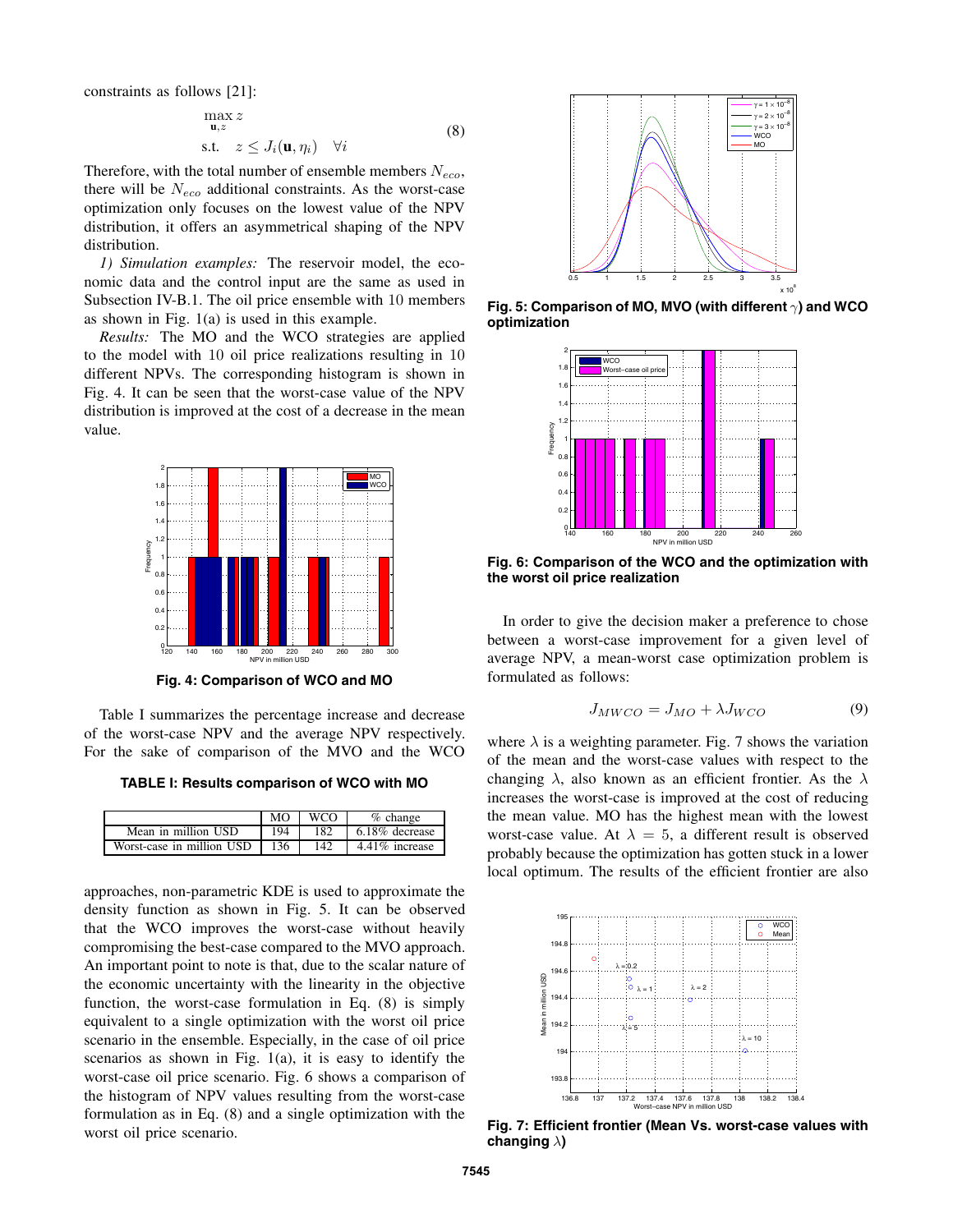constraints as follows [21]:

$$\begin{aligned} \max_{\mathbf{u},z} \; & z \\ \text{s.t.} \quad & z \leq J_i(\mathbf{u}, \eta_i) \quad \forall i \end{aligned} \tag{8}$$

Therefore, with the total number of ensemble members $N_{eco}$, there will be $N_{eco}$ additional constraints. As the worst-case optimization only focuses on the lowest value of the NPV distribution, it offers an asymmetrical shaping of the NPV distribution.

*1) Simulation examples:* The reservoir model, the economic data and the control input are the same as used in Subsection IV-B.1. The oil price ensemble with 10 members as shown in Fig. 1(a) is used in this example.

*Results:* The MO and the WCO strategies are applied to the model with 10 oil price realizations resulting in 10 different NPVs. The corresponding histogram is shown in Fig. 4. It can be seen that the worst-case value of the NPV distribution is improved at the cost of a decrease in the mean value.

**Fig. 4: Comparison of WCO and MO**

Table I summarizes the percentage increase and decrease of the worst-case NPV and the average NPV respectively. For the sake of comparison of the MVO and the WCO approaches, non-parametric KDE is used to approximate the density function as shown in Fig. 5. It can be observed that the WCO improves the worst-case without heavily compromising the best-case compared to the MVO approach. An important point to note is that, due to the scalar nature of the economic uncertainty with the linearity in the objective function, the worst-case formulation in Eq. (8) is simply equivalent to a single optimization with the worst oil price scenario in the ensemble. Especially, in the case of oil price scenarios as shown in Fig. 1(a), it is easy to identify the worst-case oil price scenario. Fig. 6 shows a comparison of the histogram of NPV values resulting from the worst-case formulation as in Eq. (8) and a single optimization with the worst oil price scenario.

**TABLE I: Results comparison of WCO with MO**

| | MO | WCO | % change |
|---|---|---|---|
| Mean in million USD | 194 | 182 | 6.18% decrease |
| Worst-case in million USD | 136 | 142 | 4.41% increase |

**Fig. 5: Comparison of MO, MVO (with different $\gamma$) and WCO optimization**

**Fig. 6: Comparison of the WCO and the optimization with the worst oil price realization**

In order to give the decision maker a preference to chose between a worst-case improvement for a given level of average NPV, a mean-worst case optimization problem is formulated as follows:

$$J_{MWCO} = J_{MO} + \lambda J_{WCO} \tag{9}$$

where $\lambda$ is a weighting parameter. Fig. 7 shows the variation of the mean and the worst-case values with respect to the changing $\lambda$, also known as an efficient frontier. As the $\lambda$ increases the worst-case is improved at the cost of reducing the mean value. MO has the highest mean with the lowest worst-case value. At $\lambda = 5$, a different result is observed probably because the optimization has gotten stuck in a lower local optimum. The results of the efficient frontier are also

**Fig. 7: Efficient frontier (Mean Vs. worst-case values with changing $\lambda$)**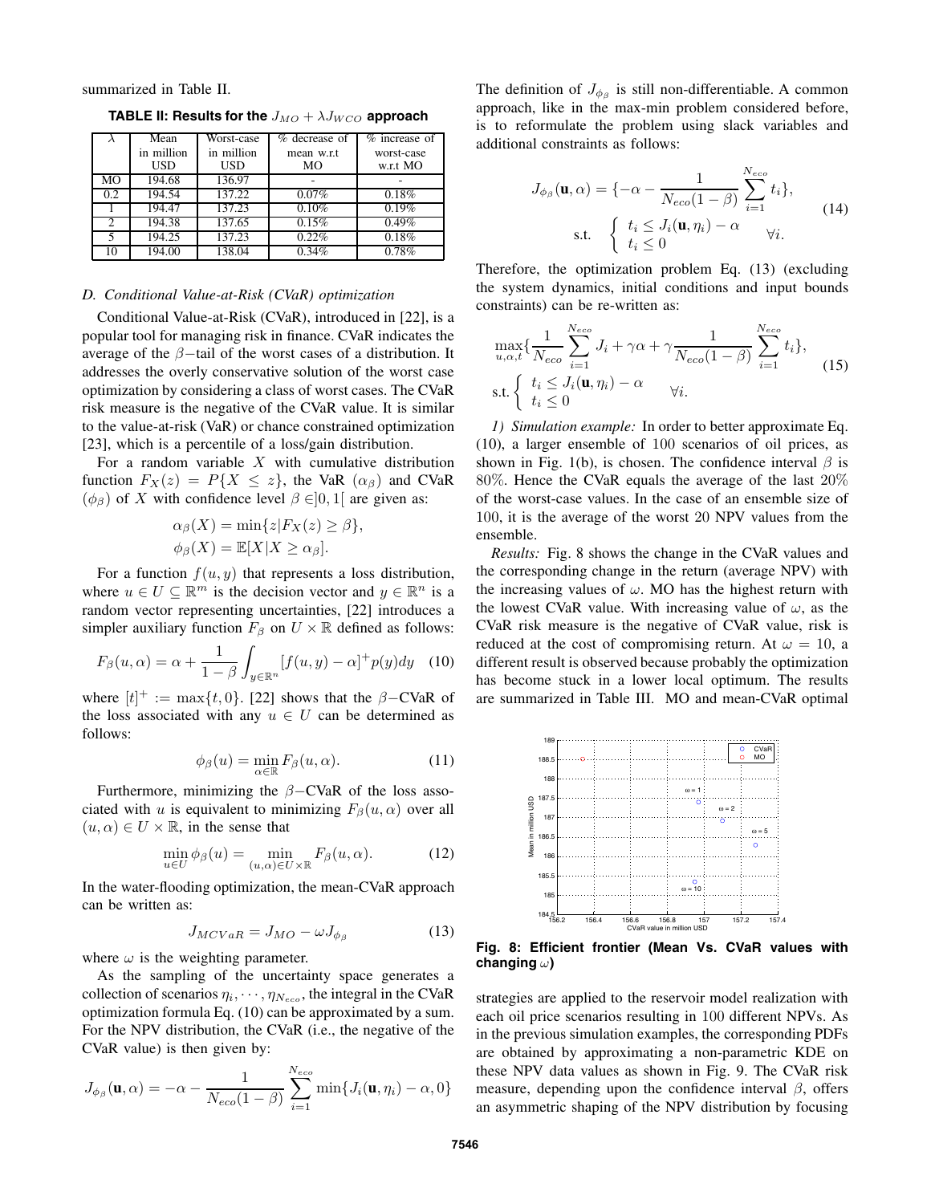summarized in Table II.

**TABLE II: Results for the $J_{MO} + \lambda J_{WCO}$ approach**

| $\lambda$ | Mean in million USD | Worst-case in million USD | % decrease of mean w.r.t MO | % increase of worst-case w.r.t MO |
|---|---|---|---|---|
| MO | 194.68 | 136.97 | - | - |
| 0.2 | 194.54 | 137.22 | 0.07% | 0.18% |
| 1 | 194.47 | 137.23 | 0.10% | 0.19% |
| 2 | 194.38 | 137.65 | 0.15% | 0.49% |
| 5 | 194.25 | 137.23 | 0.22% | 0.18% |
| 10 | 194.00 | 138.04 | 0.34% | 0.78% |

### D. Conditional Value-at-Risk (CVaR) optimization

Conditional Value-at-Risk (CVaR), introduced in [22], is a popular tool for managing risk in finance. CVaR indicates the average of the $\beta-$tail of the worst cases of a distribution. It addresses the overly conservative solution of the worst case optimization by considering a class of worst cases. The CVaR risk measure is the negative of the CVaR value. It is similar to the value-at-risk (VaR) or chance constrained optimization [23], which is a percentile of a loss/gain distribution.

For a random variable $X$ with cumulative distribution function $F_X(z) = P\{X \leq z\}$, the VaR ($\alpha_\beta$) and CVaR ($\phi_\beta$) of $X$ with confidence level $\beta \in ]0, 1[$ are given as:

$$\alpha_\beta(X) = \min\{z | F_X(z) \geq \beta\},$$
$$\phi_\beta(X) = \mathbb{E}[X | X \geq \alpha_\beta].$$

For a function $f(u, y)$ that represents a loss distribution, where $u \in U \subseteq \mathbb{R}^m$ is the decision vector and $y \in \mathbb{R}^n$ is a random vector representing uncertainties, [22] introduces a simpler auxiliary function $F_\beta$ on $U \times \mathbb{R}$ defined as follows:

$$F_\beta(u, \alpha) = \alpha + \frac{1}{1-\beta} \int_{y \in \mathbb{R}^n} [f(u, y) - \alpha]^+ p(y) dy \quad (10)$$

where $[t]^+ := \max\{t, 0\}$. [22] shows that the $\beta-$CVaR of the loss associated with any $u \in U$ can be determined as follows:

$$\phi_\beta(u) = \min_{\alpha \in \mathbb{R}} F_\beta(u, \alpha). \quad (11)$$

Furthermore, minimizing the $\beta-$CVaR of the loss associated with $u$ is equivalent to minimizing $F_\beta(u, \alpha)$ over all $(u, \alpha) \in U \times \mathbb{R}$, in the sense that

$$\min_{u \in U} \phi_\beta(u) = \min_{(u,\alpha) \in U \times \mathbb{R}} F_\beta(u, \alpha). \quad (12)$$

In the water-flooding optimization, the mean-CVaR approach can be written as:

$$J_{MCVaR} = J_{MO} - \omega J_{\phi_\beta} \quad (13)$$

where $\omega$ is the weighting parameter.

As the sampling of the uncertainty space generates a collection of scenarios $\eta_i, \cdots, \eta_{N_{eco}}$, the integral in the CVaR optimization formula Eq. (10) can be approximated by a sum. For the NPV distribution, the CVaR (i.e., the negative of the CVaR value) is then given by:

$$J_{\phi_\beta}(\mathbf{u}, \alpha) = -\alpha - \frac{1}{N_{eco}(1-\beta)} \sum_{i=1}^{N_{eco}} \min\{J_i(\mathbf{u}, \eta_i) - \alpha, 0\}$$

The definition of $J_{\phi_\beta}$ is still non-differentiable. A common approach, like in the max-min problem considered before, is to reformulate the problem using slack variables and additional constraints as follows:

$$J_{\phi_\beta}(\mathbf{u}, \alpha) = \{-\alpha - \frac{1}{N_{eco}(1-\beta)} \sum_{i=1}^{N_{eco}} t_i\},$$
$$\text{s.t.} \quad \begin{cases} t_i \leq J_i(\mathbf{u}, \eta_i) - \alpha \\ t_i \leq 0 \end{cases} \quad \forall i. \quad (14)$$

Therefore, the optimization problem Eq. (13) (excluding the system dynamics, initial conditions and input bounds constraints) can be re-written as:

$$\max_{u,\alpha,t} \{\frac{1}{N_{eco}} \sum_{i=1}^{N_{eco}} J_i + \gamma\alpha + \gamma \frac{1}{N_{eco}(1-\beta)} \sum_{i=1}^{N_{eco}} t_i\},$$
$$\text{s.t.} \begin{cases} t_i \leq J_i(\mathbf{u}, \eta_i) - \alpha \\ t_i \leq 0 \end{cases} \quad \forall i. \quad (15)$$

*1) Simulation example:* In order to better approximate Eq. (10), a larger ensemble of 100 scenarios of oil prices, as shown in Fig. 1(b), is chosen. The confidence interval $\beta$ is 80%. Hence the CVaR equals the average of the last 20% of the worst-case values. In the case of an ensemble size of 100, it is the average of the worst 20 NPV values from the ensemble.

*Results:* Fig. 8 shows the change in the CVaR values and the corresponding change in the return (average NPV) with the increasing values of $\omega$. MO has the highest return with the lowest CVaR value. With increasing value of $\omega$, as the CVaR risk measure is the negative of CVaR value, risk is reduced at the cost of compromising return. At $\omega = 10$, a different result is observed because probably the optimization has become stuck in a lower local optimum. The results are summarized in Table III. MO and mean-CVaR optimal strategies are applied to the reservoir model realization with each oil price scenarios resulting in 100 different NPVs. As in the previous simulation examples, the corresponding PDFs are obtained by approximating a non-parametric KDE on these NPV data values as shown in Fig. 9. The CVaR risk measure, depending upon the confidence interval $\beta$, offers an asymmetric shaping of the NPV distribution by focusing

**Fig. 8: Efficient frontier (Mean Vs. CVaR values with changing $\omega$)**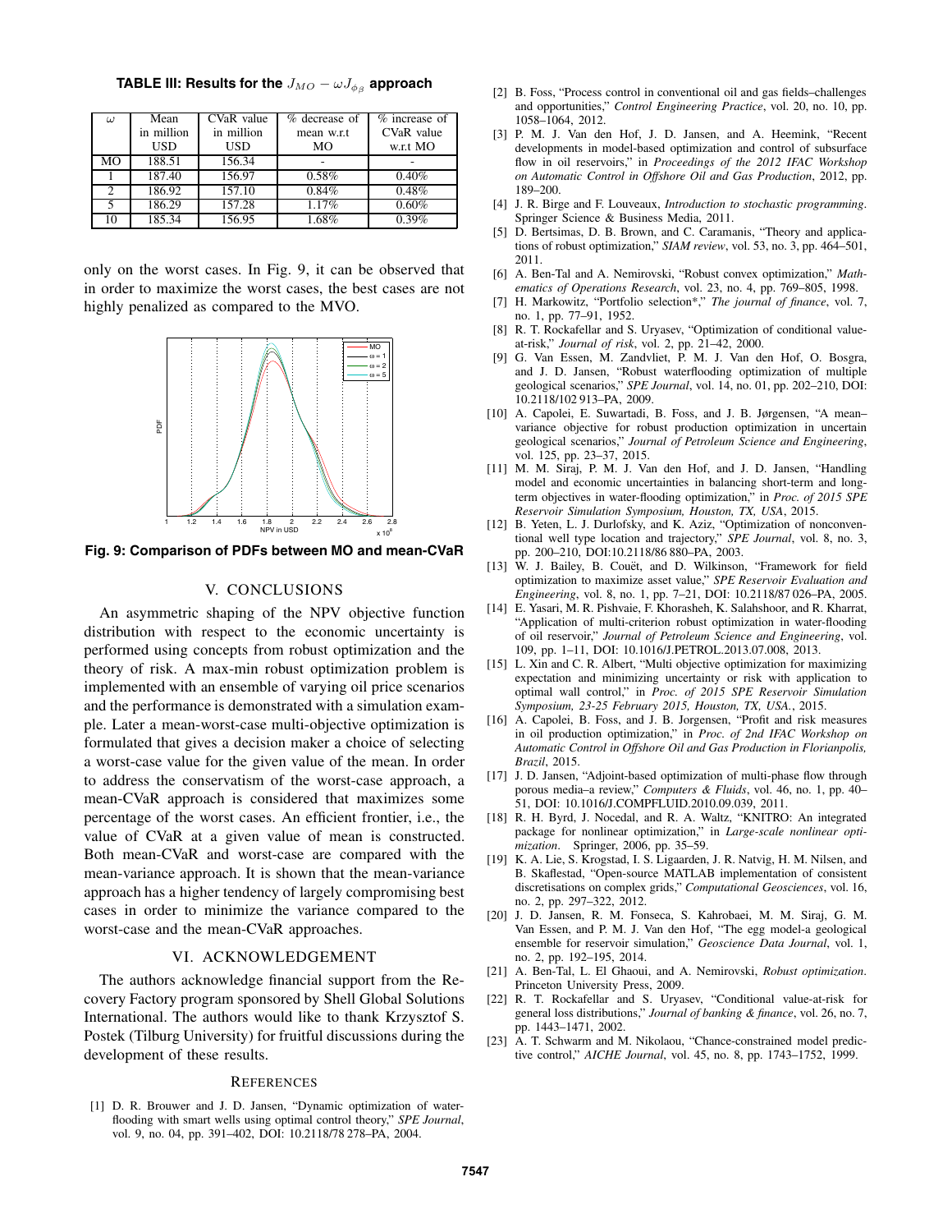**TABLE III: Results for the $J_{MO} - \omega J_{\phi_\beta}$ approach**

| $\omega$ | Mean in million USD | CVaR value in million USD | % decrease of mean w.r.t MO | % increase of CVaR value w.r.t MO |
|---|---|---|---|---|
| MO | 188.51 | 156.34 | - | - |
| 1 | 187.40 | 156.97 | 0.58% | 0.40% |
| 2 | 186.92 | 157.10 | 0.84% | 0.48% |
| 5 | 186.29 | 157.28 | 1.17% | 0.60% |
| 10 | 185.34 | 156.95 | 1.68% | 0.39% |

only on the worst cases. In Fig. 9, it can be observed that in order to maximize the worst cases, the best cases are not highly penalized as compared to the MVO.

MO
ω = 1
ω = 2
ω = 5
PDF
1 1.2 1.4 1.6 1.8 2 2.2 2.4 2.6 2.8
NPV in USD
x 10^8

**Fig. 9: Comparison of PDFs between MO and mean-CVaR**

## V. CONCLUSIONS

An asymmetric shaping of the NPV objective function distribution with respect to the economic uncertainty is performed using concepts from robust optimization and the theory of risk. A max-min robust optimization problem is implemented with an ensemble of varying oil price scenarios and the performance is demonstrated with a simulation example. Later a mean-worst-case multi-objective optimization is formulated that gives a decision maker a choice of selecting a worst-case value for the given value of the mean. In order to address the conservatism of the worst-case approach, a mean-CVaR approach is considered that maximizes some percentage of the worst cases. An efficient frontier, i.e., the value of CVaR at a given value of mean is constructed. Both mean-CVaR and worst-case are compared with the mean-variance approach. It is shown that the mean-variance approach has a higher tendency of largely compromising best cases in order to minimize the variance compared to the worst-case and the mean-CVaR approaches.

## VI. ACKNOWLEDGEMENT

The authors acknowledge financial support from the Recovery Factory program sponsored by Shell Global Solutions International. The authors would like to thank Krzysztof S. Postek (Tilburg University) for fruitful discussions during the development of these results.

## REFERENCES

[1] D. R. Brouwer and J. D. Jansen, "Dynamic optimization of waterflooding with smart wells using optimal control theory," *SPE Journal*, vol. 9, no. 04, pp. 391–402, DOI: 10.2118/78 278–PA, 2004.

[2] B. Foss, "Process control in conventional oil and gas fields–challenges and opportunities," *Control Engineering Practice*, vol. 20, no. 10, pp. 1058–1064, 2012.

[3] P. M. J. Van den Hof, J. D. Jansen, and A. Heemink, "Recent developments in model-based optimization and control of subsurface flow in oil reservoirs," in *Proceedings of the 2012 IFAC Workshop on Automatic Control in Offshore Oil and Gas Production*, 2012, pp. 189–200.

[4] J. R. Birge and F. Louveaux, *Introduction to stochastic programming*. Springer Science & Business Media, 2011.

[5] D. Bertsimas, D. B. Brown, and C. Caramanis, "Theory and applications of robust optimization," *SIAM review*, vol. 53, no. 3, pp. 464–501, 2011.

[6] A. Ben-Tal and A. Nemirovski, "Robust convex optimization," *Mathematics of Operations Research*, vol. 23, no. 4, pp. 769–805, 1998.

[7] H. Markowitz, "Portfolio selection*," *The journal of finance*, vol. 7, no. 1, pp. 77–91, 1952.

[8] R. T. Rockafellar and S. Uryasev, "Optimization of conditional value-at-risk," *Journal of risk*, vol. 2, pp. 21–42, 2000.

[9] G. Van Essen, M. Zandvliet, P. M. J. Van den Hof, O. Bosgra, and J. D. Jansen, "Robust waterflooding optimization of multiple geological scenarios," *SPE Journal*, vol. 14, no. 01, pp. 202–210, DOI: 10.2118/102 913–PA, 2009.

[10] A. Capolei, E. Suwartadi, B. Foss, and J. B. Jørgensen, "A mean–variance objective for robust production optimization in uncertain geological scenarios," *Journal of Petroleum Science and Engineering*, vol. 125, pp. 23–37, 2015.

[11] M. M. Siraj, P. M. J. Van den Hof, and J. D. Jansen, "Handling model and economic uncertainties in balancing short-term and long-term objectives in water-flooding optimization," in *Proc. of 2015 SPE Reservoir Simulation Symposium, Houston, TX, USA*, 2015.

[12] B. Yeten, L. J. Durlofsky, and K. Aziz, "Optimization of nonconventional well type location and trajectory," *SPE Journal*, vol. 8, no. 3, pp. 200–210, DOI:10.2118/86 880–PA, 2003.

[13] W. J. Bailey, B. Couët, and D. Wilkinson, "Framework for field optimization to maximize asset value," *SPE Reservoir Evaluation and Engineering*, vol. 8, no. 1, pp. 7–21, DOI: 10.2118/87 026–PA, 2005.

[14] E. Yasari, M. R. Pishvaie, F. Khorasheh, K. Salahshoor, and R. Kharrat, "Application of multi-criterion robust optimization in water-flooding of oil reservoir," *Journal of Petroleum Science and Engineering*, vol. 109, pp. 1–11, DOI: 10.1016/J.PETROL.2013.07.008, 2013.

[15] L. Xin and C. R. Albert, "Multi objective optimization for maximizing expectation and minimizing uncertainty or risk with application to optimal wall control," in *Proc. of 2015 SPE Reservoir Simulation Symposium, 23-25 February 2015, Houston, TX, USA.*, 2015.

[16] A. Capolei, B. Foss, and J. B. Jorgensen, "Profit and risk measures in oil production optimization," in *Proc. of 2nd IFAC Workshop on Automatic Control in Offshore Oil and Gas Production in Florianpolis, Brazil*, 2015.

[17] J. D. Jansen, "Adjoint-based optimization of multi-phase flow through porous media–a review," *Computers & Fluids*, vol. 46, no. 1, pp. 40–51, DOI: 10.1016/J.COMPFLUID.2010.09.039, 2011.

[18] R. H. Byrd, J. Nocedal, and R. A. Waltz, "KNITRO: An integrated package for nonlinear optimization," in *Large-scale nonlinear optimization*. Springer, 2006, pp. 35–59.

[19] K. A. Lie, S. Krogstad, I. S. Ligaarden, J. R. Natvig, H. M. Nilsen, and B. Skaflestad, "Open-source MATLAB implementation of consistent discretisations on complex grids," *Computational Geosciences*, vol. 16, no. 2, pp. 297–322, 2012.

[20] J. D. Jansen, R. M. Fonseca, S. Kahrobaei, M. M. Siraj, G. M. Van Essen, and P. M. J. Van den Hof, "The egg model-a geological ensemble for reservoir simulation," *Geoscience Data Journal*, vol. 1, no. 2, pp. 192–195, 2014.

[21] A. Ben-Tal, L. El Ghaoui, and A. Nemirovski, *Robust optimization*. Princeton University Press, 2009.

[22] R. T. Rockafellar and S. Uryasev, "Conditional value-at-risk for general loss distributions," *Journal of banking & finance*, vol. 26, no. 7, pp. 1443–1471, 2002.

[23] A. T. Schwarm and M. Nikolaou, "Chance-constrained model predictive control," *AICHE Journal*, vol. 45, no. 8, pp. 1743–1752, 1999.